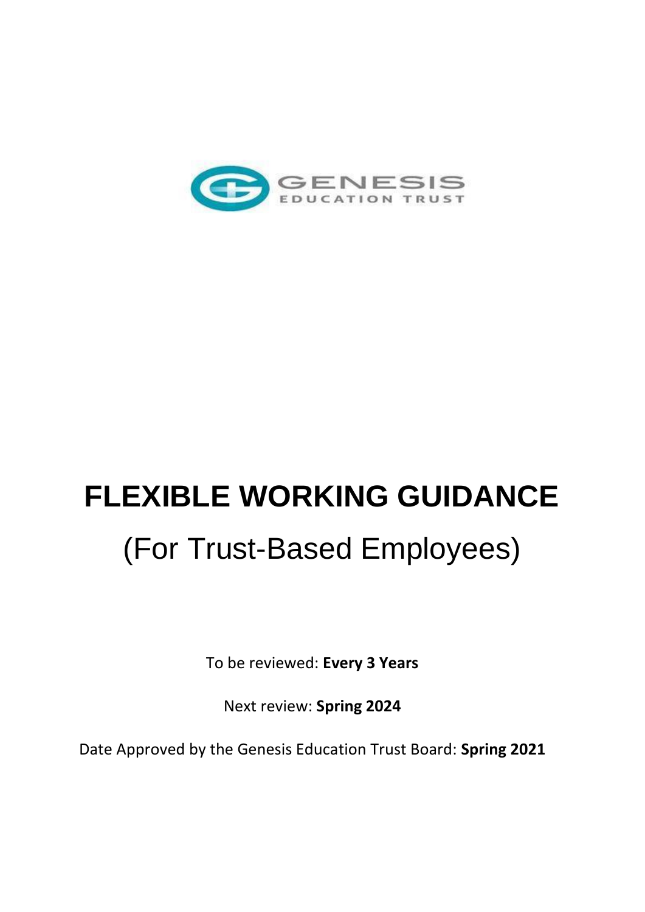# FLEXIBLE WORKING GUIDANCE

## (For Trust-Based Employees)

To be reviewed: **Every 3 Years**

Next review: **Spring 2024**

Date Approved by the Genesis Education Trust Board: **Spring 2021**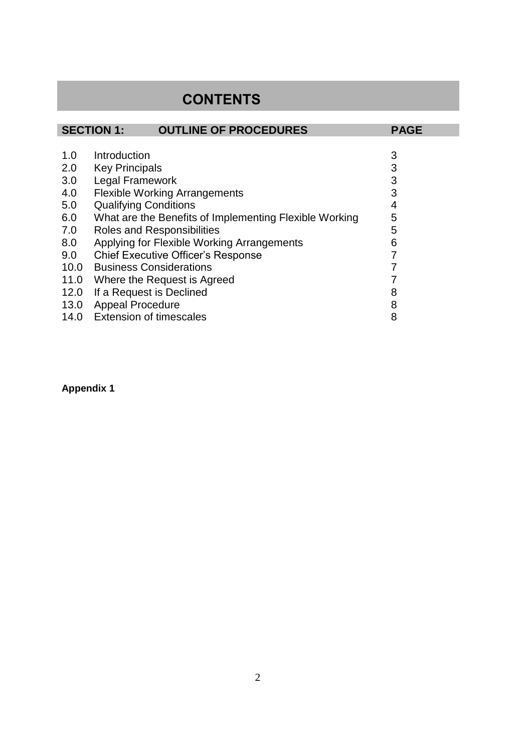# CONTENTS

| SECTION 1: | OUTLINE OF PROCEDURES | PAGE |
|---|---|---|
| 1.0 | Introduction | 3 |
| 2.0 | Key Principals | 3 |
| 3.0 | Legal Framework | 3 |
| 4.0 | Flexible Working Arrangements | 3 |
| 5.0 | Qualifying Conditions | 4 |
| 6.0 | What are the Benefits of Implementing Flexible Working | 5 |
| 7.0 | Roles and Responsibilities | 5 |
| 8.0 | Applying for Flexible Working Arrangements | 6 |
| 9.0 | Chief Executive Officer's Response | 7 |
| 10.0 | Business Considerations | 7 |
| 11.0 | Where the Request is Agreed | 7 |
| 12.0 | If a Request is Declined | 8 |
| 13.0 | Appeal Procedure | 8 |
| 14.0 | Extension of timescales | 8 |

**Appendix 1**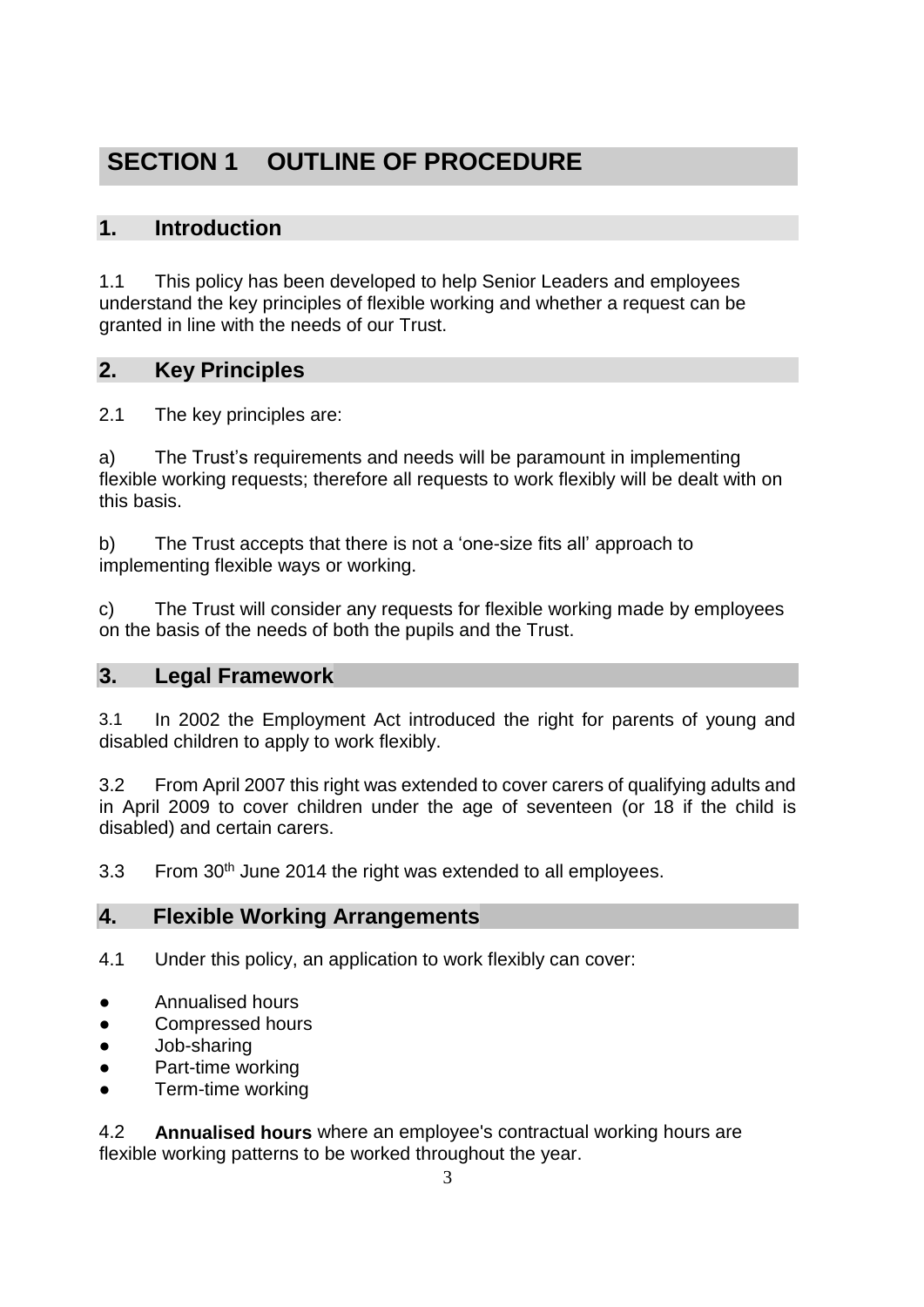# SECTION 1 OUTLINE OF PROCEDURE

## 1. Introduction

1.1 This policy has been developed to help Senior Leaders and employees understand the key principles of flexible working and whether a request can be granted in line with the needs of our Trust.

## 2. Key Principles

2.1 The key principles are:

a) The Trust's requirements and needs will be paramount in implementing flexible working requests; therefore all requests to work flexibly will be dealt with on this basis.

b) The Trust accepts that there is not a 'one-size fits all' approach to implementing flexible ways or working.

c) The Trust will consider any requests for flexible working made by employees on the basis of the needs of both the pupils and the Trust.

## 3. Legal Framework

3.1 In 2002 the Employment Act introduced the right for parents of young and disabled children to apply to work flexibly.

3.2 From April 2007 this right was extended to cover carers of qualifying adults and in April 2009 to cover children under the age of seventeen (or 18 if the child is disabled) and certain carers.

3.3 From 30th June 2014 the right was extended to all employees.

## 4. Flexible Working Arrangements

4.1 Under this policy, an application to work flexibly can cover:

- Annualised hours
- Compressed hours
- Job-sharing
- Part-time working
- Term-time working

4.2 **Annualised hours** where an employee's contractual working hours are flexible working patterns to be worked throughout the year.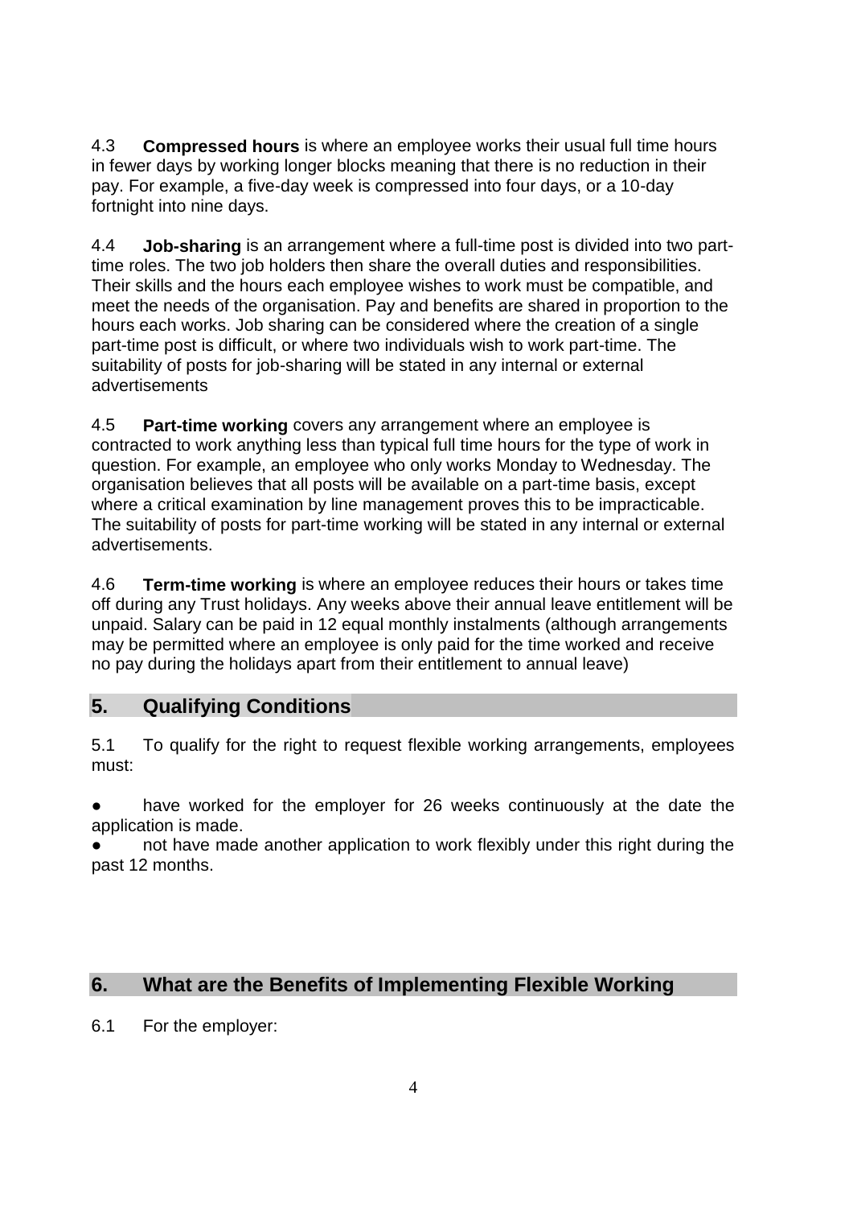4.3 **Compressed hours** is where an employee works their usual full time hours in fewer days by working longer blocks meaning that there is no reduction in their pay. For example, a five-day week is compressed into four days, or a 10-day fortnight into nine days.

4.4 **Job-sharing** is an arrangement where a full-time post is divided into two part-time roles. The two job holders then share the overall duties and responsibilities. Their skills and the hours each employee wishes to work must be compatible, and meet the needs of the organisation. Pay and benefits are shared in proportion to the hours each works. Job sharing can be considered where the creation of a single part-time post is difficult, or where two individuals wish to work part-time. The suitability of posts for job-sharing will be stated in any internal or external advertisements

4.5 **Part-time working** covers any arrangement where an employee is contracted to work anything less than typical full time hours for the type of work in question. For example, an employee who only works Monday to Wednesday. The organisation believes that all posts will be available on a part-time basis, except where a critical examination by line management proves this to be impracticable. The suitability of posts for part-time working will be stated in any internal or external advertisements.

4.6 **Term-time working** is where an employee reduces their hours or takes time off during any Trust holidays. Any weeks above their annual leave entitlement will be unpaid. Salary can be paid in 12 equal monthly instalments (although arrangements may be permitted where an employee is only paid for the time worked and receive no pay during the holidays apart from their entitlement to annual leave)

## 5. Qualifying Conditions

5.1 To qualify for the right to request flexible working arrangements, employees must:

- have worked for the employer for 26 weeks continuously at the date the application is made.
- not have made another application to work flexibly under this right during the past 12 months.

## 6. What are the Benefits of Implementing Flexible Working

6.1 For the employer: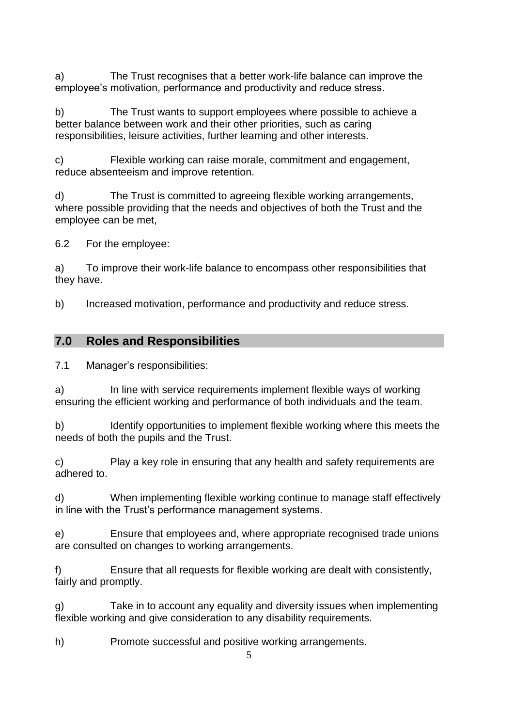a) The Trust recognises that a better work-life balance can improve the employee's motivation, performance and productivity and reduce stress.

b) The Trust wants to support employees where possible to achieve a better balance between work and their other priorities, such as caring responsibilities, leisure activities, further learning and other interests.

c) Flexible working can raise morale, commitment and engagement, reduce absenteeism and improve retention.

d) The Trust is committed to agreeing flexible working arrangements, where possible providing that the needs and objectives of both the Trust and the employee can be met,

6.2 For the employee:

a) To improve their work-life balance to encompass other responsibilities that they have.

b) Increased motivation, performance and productivity and reduce stress.

## 7.0 Roles and Responsibilities

7.1 Manager's responsibilities:

a) In line with service requirements implement flexible ways of working ensuring the efficient working and performance of both individuals and the team.

b) Identify opportunities to implement flexible working where this meets the needs of both the pupils and the Trust.

c) Play a key role in ensuring that any health and safety requirements are adhered to.

d) When implementing flexible working continue to manage staff effectively in line with the Trust's performance management systems.

e) Ensure that employees and, where appropriate recognised trade unions are consulted on changes to working arrangements.

f) Ensure that all requests for flexible working are dealt with consistently, fairly and promptly.

g) Take in to account any equality and diversity issues when implementing flexible working and give consideration to any disability requirements.

h) Promote successful and positive working arrangements.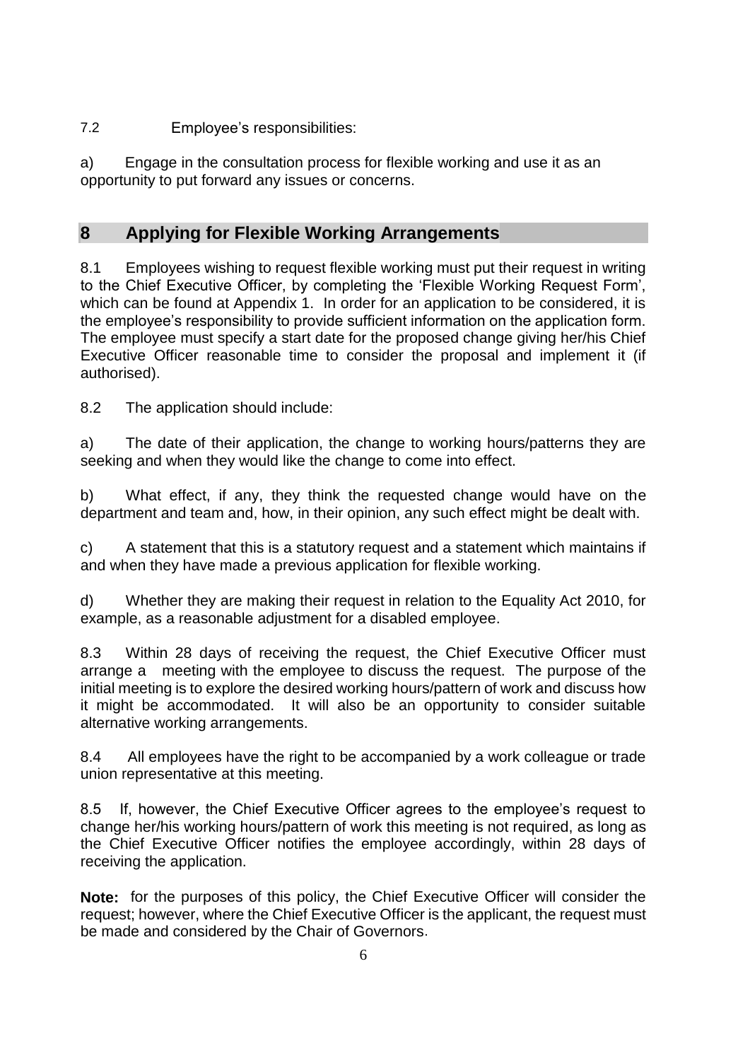7.2 Employee's responsibilities:

a) Engage in the consultation process for flexible working and use it as an opportunity to put forward any issues or concerns.

## 8 Applying for Flexible Working Arrangements

8.1 Employees wishing to request flexible working must put their request in writing to the Chief Executive Officer, by completing the 'Flexible Working Request Form', which can be found at Appendix 1. In order for an application to be considered, it is the employee's responsibility to provide sufficient information on the application form. The employee must specify a start date for the proposed change giving her/his Chief Executive Officer reasonable time to consider the proposal and implement it (if authorised).

8.2 The application should include:

a) The date of their application, the change to working hours/patterns they are seeking and when they would like the change to come into effect.

b) What effect, if any, they think the requested change would have on the department and team and, how, in their opinion, any such effect might be dealt with.

c) A statement that this is a statutory request and a statement which maintains if and when they have made a previous application for flexible working.

d) Whether they are making their request in relation to the Equality Act 2010, for example, as a reasonable adjustment for a disabled employee.

8.3 Within 28 days of receiving the request, the Chief Executive Officer must arrange a meeting with the employee to discuss the request. The purpose of the initial meeting is to explore the desired working hours/pattern of work and discuss how it might be accommodated. It will also be an opportunity to consider suitable alternative working arrangements.

8.4 All employees have the right to be accompanied by a work colleague or trade union representative at this meeting.

8.5 If, however, the Chief Executive Officer agrees to the employee's request to change her/his working hours/pattern of work this meeting is not required, as long as the Chief Executive Officer notifies the employee accordingly, within 28 days of receiving the application.

**Note:** for the purposes of this policy, the Chief Executive Officer will consider the request; however, where the Chief Executive Officer is the applicant, the request must be made and considered by the Chair of Governors.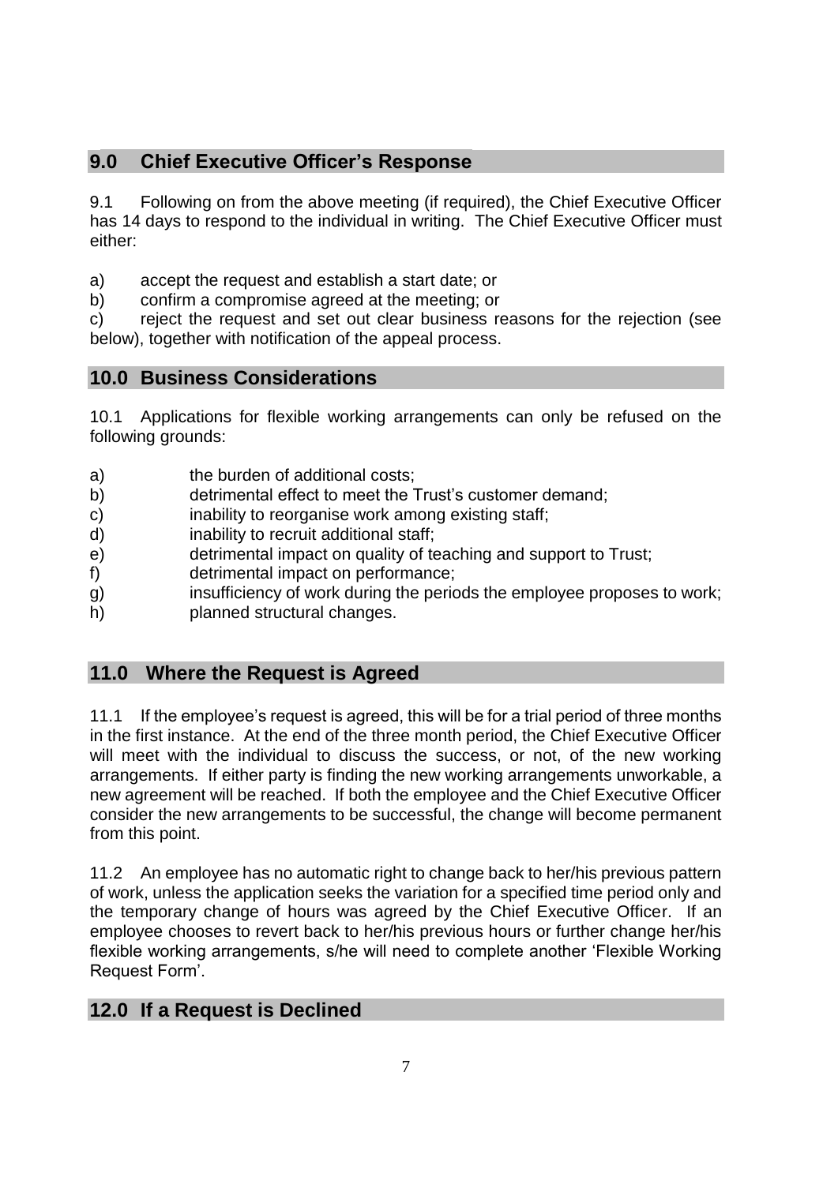## 9.0 Chief Executive Officer's Response

9.1 Following on from the above meeting (if required), the Chief Executive Officer has 14 days to respond to the individual in writing. The Chief Executive Officer must either:

a) accept the request and establish a start date; or
b) confirm a compromise agreed at the meeting; or
c) reject the request and set out clear business reasons for the rejection (see below), together with notification of the appeal process.

## 10.0 Business Considerations

10.1 Applications for flexible working arrangements can only be refused on the following grounds:

a) the burden of additional costs;
b) detrimental effect to meet the Trust's customer demand;
c) inability to reorganise work among existing staff;
d) inability to recruit additional staff;
e) detrimental impact on quality of teaching and support to Trust;
f) detrimental impact on performance;
g) insufficiency of work during the periods the employee proposes to work;
h) planned structural changes.

## 11.0 Where the Request is Agreed

11.1 If the employee's request is agreed, this will be for a trial period of three months in the first instance. At the end of the three month period, the Chief Executive Officer will meet with the individual to discuss the success, or not, of the new working arrangements. If either party is finding the new working arrangements unworkable, a new agreement will be reached. If both the employee and the Chief Executive Officer consider the new arrangements to be successful, the change will become permanent from this point.

11.2 An employee has no automatic right to change back to her/his previous pattern of work, unless the application seeks the variation for a specified time period only and the temporary change of hours was agreed by the Chief Executive Officer. If an employee chooses to revert back to her/his previous hours or further change her/his flexible working arrangements, s/he will need to complete another 'Flexible Working Request Form'.

## 12.0 If a Request is Declined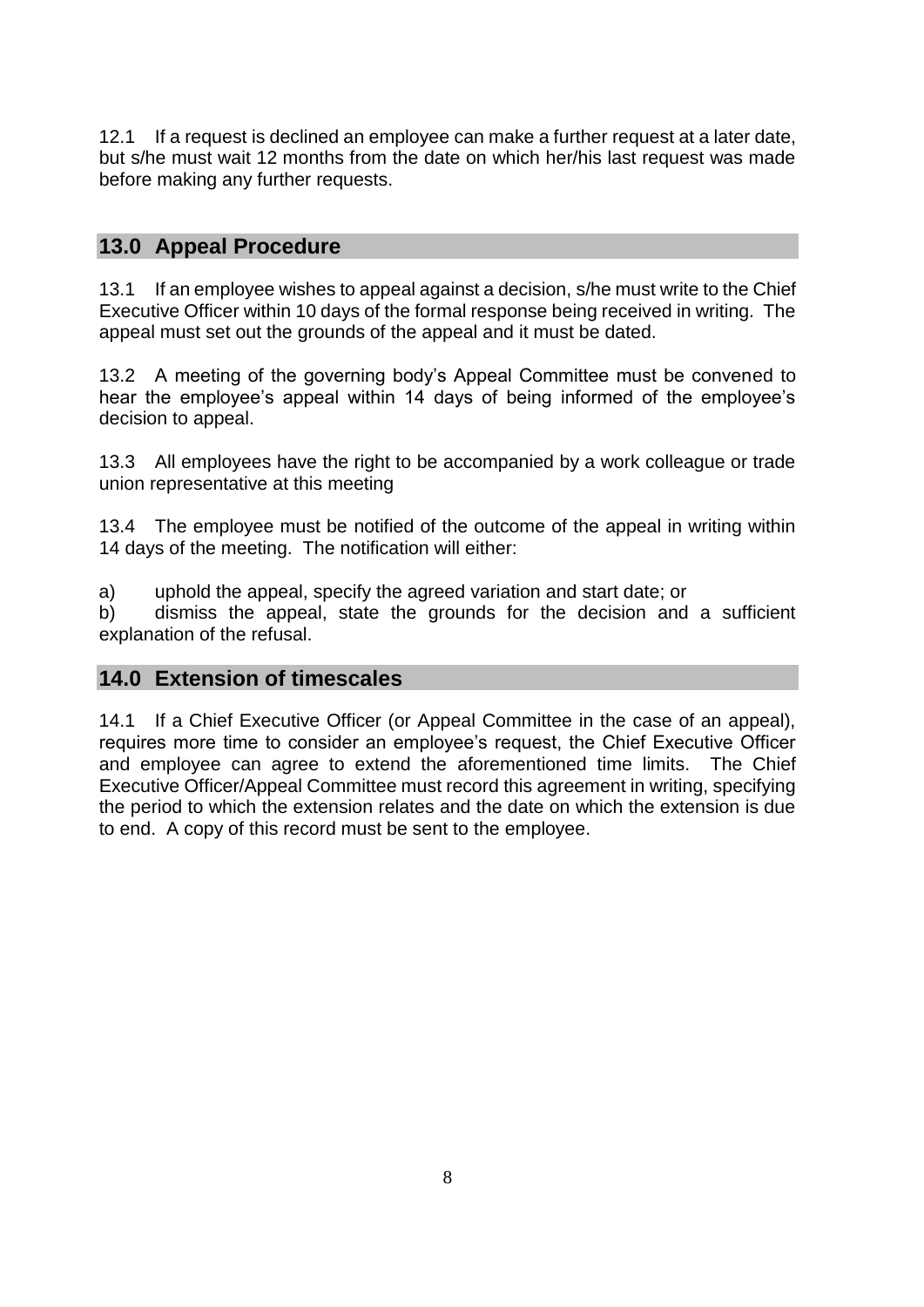12.1 If a request is declined an employee can make a further request at a later date, but s/he must wait 12 months from the date on which her/his last request was made before making any further requests.

## 13.0 Appeal Procedure

13.1 If an employee wishes to appeal against a decision, s/he must write to the Chief Executive Officer within 10 days of the formal response being received in writing. The appeal must set out the grounds of the appeal and it must be dated.

13.2 A meeting of the governing body's Appeal Committee must be convened to hear the employee's appeal within 14 days of being informed of the employee's decision to appeal.

13.3 All employees have the right to be accompanied by a work colleague or trade union representative at this meeting

13.4 The employee must be notified of the outcome of the appeal in writing within 14 days of the meeting. The notification will either:

a) uphold the appeal, specify the agreed variation and start date; or
b) dismiss the appeal, state the grounds for the decision and a sufficient explanation of the refusal.

## 14.0 Extension of timescales

14.1 If a Chief Executive Officer (or Appeal Committee in the case of an appeal), requires more time to consider an employee's request, the Chief Executive Officer and employee can agree to extend the aforementioned time limits. The Chief Executive Officer/Appeal Committee must record this agreement in writing, specifying the period to which the extension relates and the date on which the extension is due to end. A copy of this record must be sent to the employee.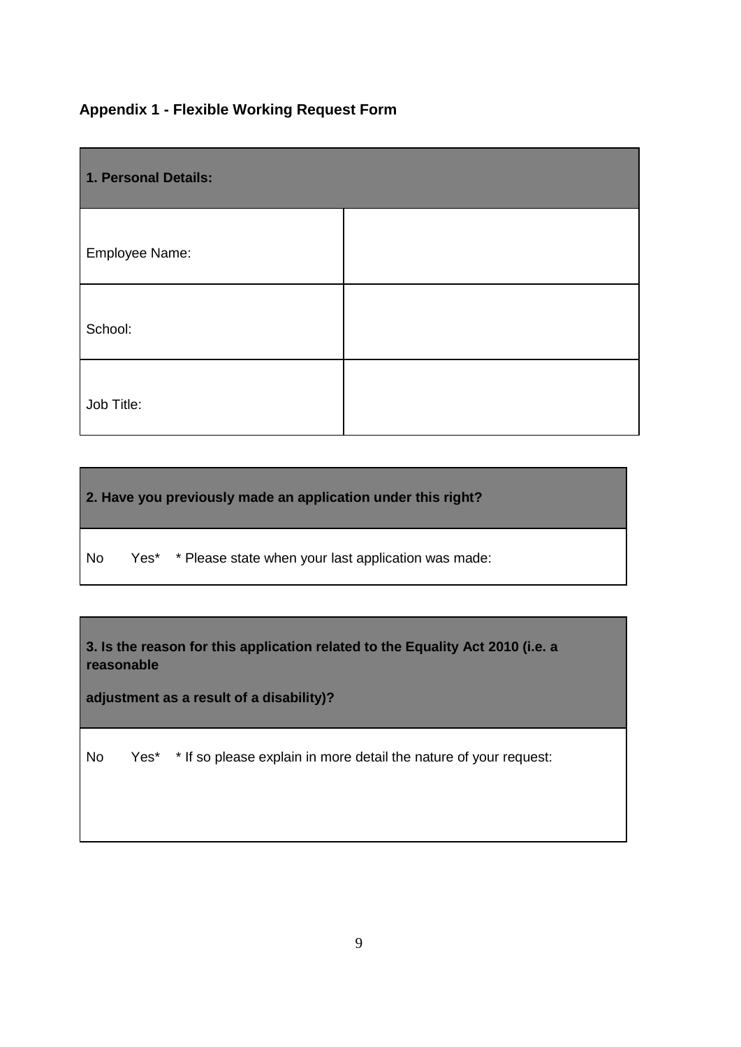**Appendix 1 - Flexible Working Request Form**

| 1. Personal Details: | |
|---|---|
| Employee Name: | |
| School: | |
| Job Title: | |

| 2. Have you previously made an application under this right? |
|---|
| No Yes* * Please state when your last application was made: |

| 3. Is the reason for this application related to the Equality Act 2010 (i.e. a reasonable adjustment as a result of a disability)? |
|---|
| No Yes* * If so please explain in more detail the nature of your request: |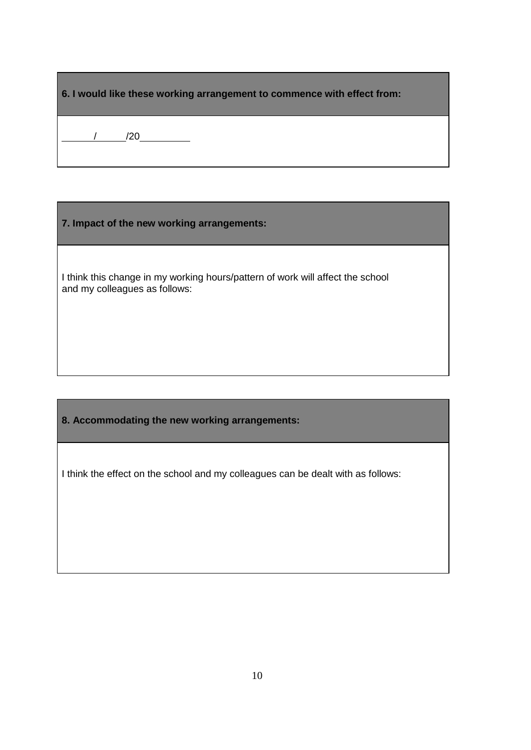**6. I would like these working arrangement to commence with effect from:**

\_\_\_\_\_/\_\_\_\_\_/20\_\_\_\_\_\_\_\_\_

**7. Impact of the new working arrangements:**

I think this change in my working hours/pattern of work will affect the school and my colleagues as follows:

**8. Accommodating the new working arrangements:**

I think the effect on the school and my colleagues can be dealt with as follows: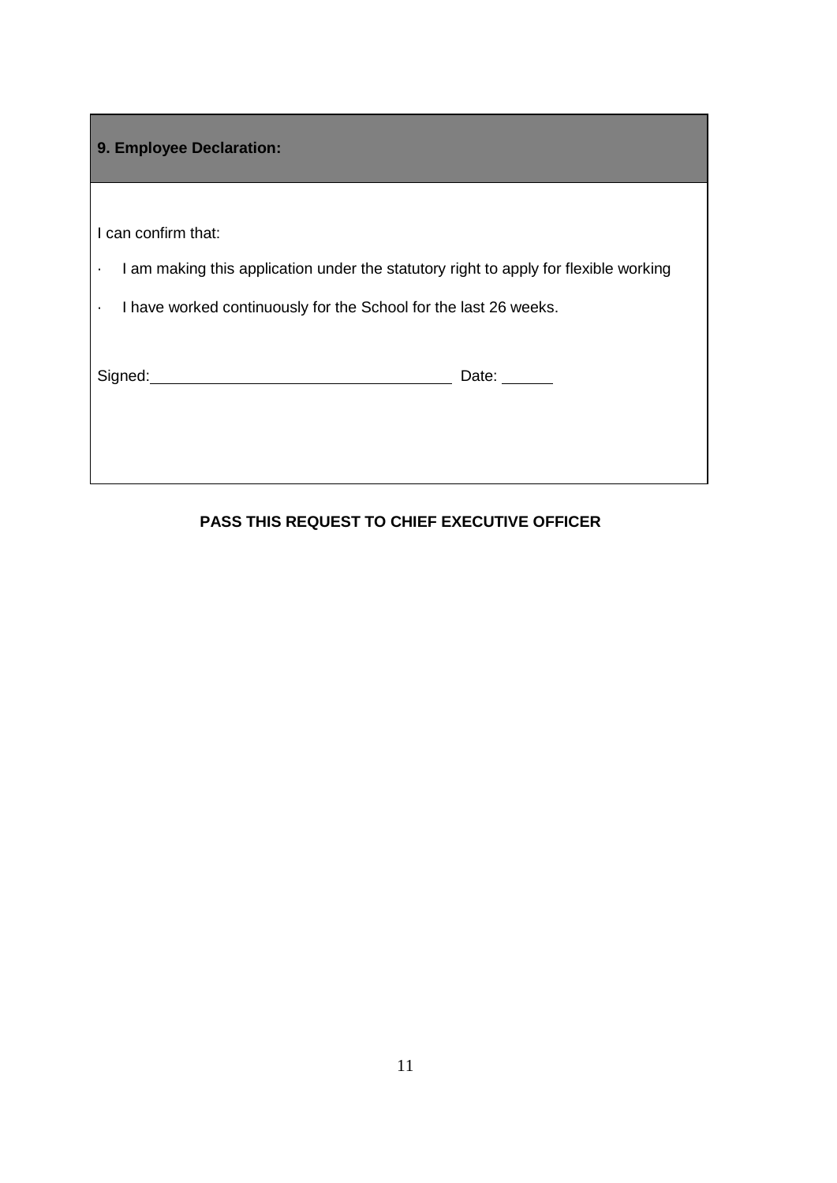## 9. Employee Declaration:

I can confirm that:

- I am making this application under the statutory right to apply for flexible working
- I have worked continuously for the School for the last 26 weeks.

Signed:\_\_\_\_\_\_\_\_\_\_\_\_\_\_\_\_\_\_\_\_\_\_\_\_\_\_\_\_\_\_\_\_\_\_\_\_ Date: \_\_\_\_\_\_

**PASS THIS REQUEST TO CHIEF EXECUTIVE OFFICER**